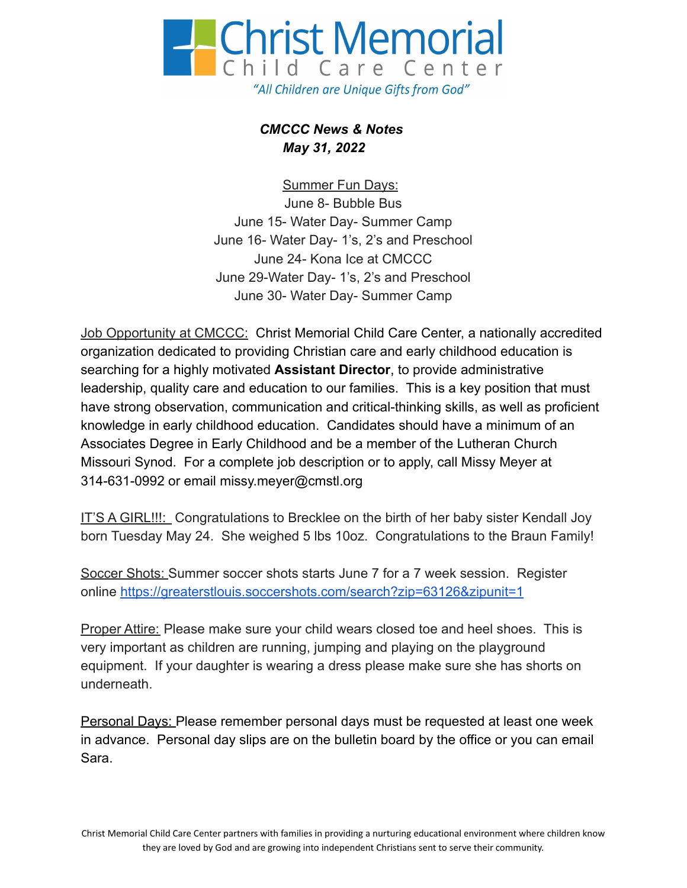# Christ Memorial Child Care Center

*"All Children are Unique Gifts from God"*

***CMCCC News & Notes***
***May 31, 2022***

Summer Fun Days:
June 8- Bubble Bus
June 15- Water Day- Summer Camp
June 16- Water Day- 1's, 2's and Preschool
June 24- Kona Ice at CMCCC
June 29-Water Day- 1's, 2's and Preschool
June 30- Water Day- Summer Camp

Job Opportunity at CMCCC: Christ Memorial Child Care Center, a nationally accredited organization dedicated to providing Christian care and early childhood education is searching for a highly motivated **Assistant Director**, to provide administrative leadership, quality care and education to our families. This is a key position that must have strong observation, communication and critical-thinking skills, as well as proficient knowledge in early childhood education. Candidates should have a minimum of an Associates Degree in Early Childhood and be a member of the Lutheran Church Missouri Synod. For a complete job description or to apply, call Missy Meyer at 314-631-0992 or email missy.meyer@cmstl.org

IT'S A GIRL!!!: Congratulations to Brecklee on the birth of her baby sister Kendall Joy born Tuesday May 24. She weighed 5 lbs 10oz. Congratulations to the Braun Family!

Soccer Shots: Summer soccer shots starts June 7 for a 7 week session. Register online [https://greaterstlouis.soccershots.com/search?zip=63126&zipunit=1](https://greaterstlouis.soccershots.com/search?zip=63126&zipunit=1)

Proper Attire: Please make sure your child wears closed toe and heel shoes. This is very important as children are running, jumping and playing on the playground equipment. If your daughter is wearing a dress please make sure she has shorts on underneath.

Personal Days: Please remember personal days must be requested at least one week in advance. Personal day slips are on the bulletin board by the office or you can email Sara.

Christ Memorial Child Care Center partners with families in providing a nurturing educational environment where children know they are loved by God and are growing into independent Christians sent to serve their community.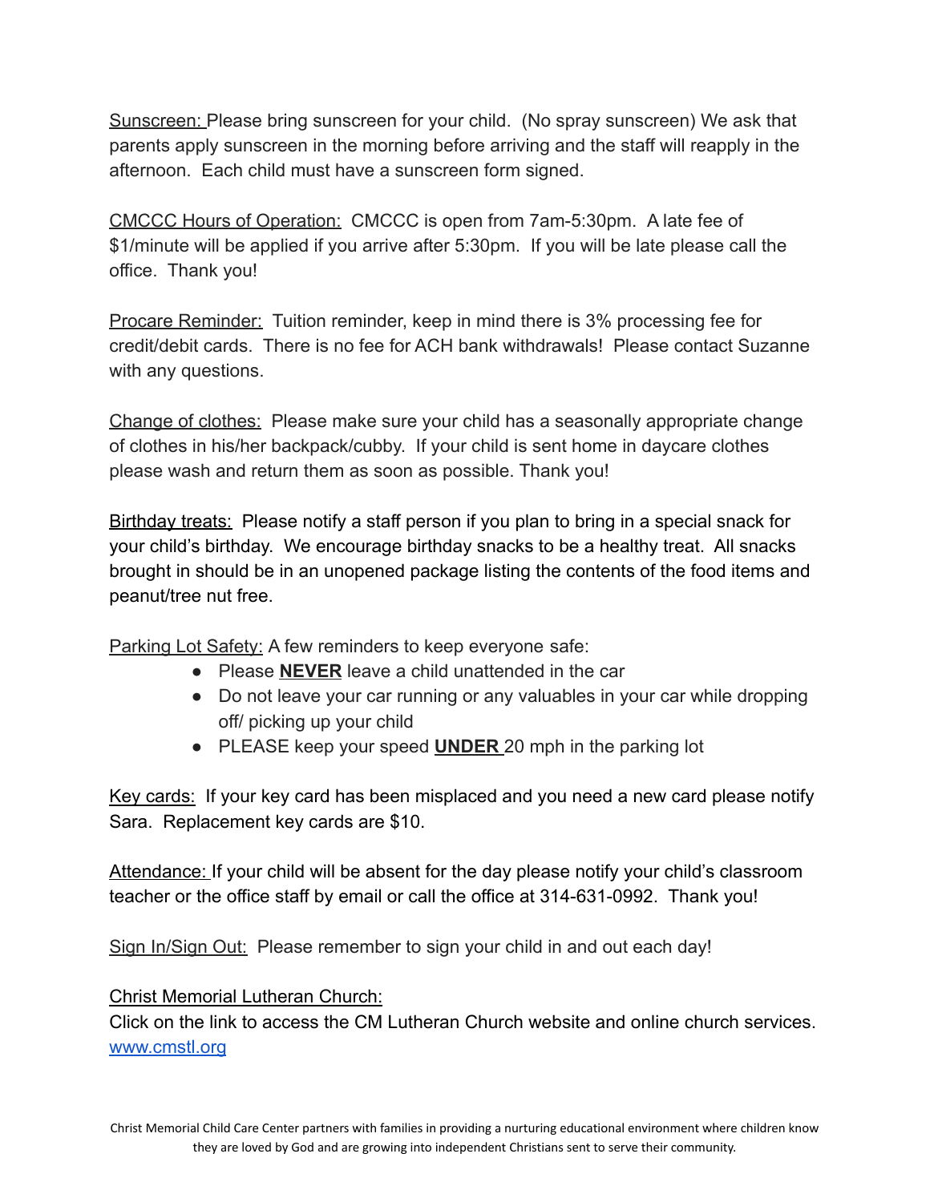<u>Sunscreen:</u> Please bring sunscreen for your child. (No spray sunscreen) We ask that parents apply sunscreen in the morning before arriving and the staff will reapply in the afternoon. Each child must have a sunscreen form signed.

<u>CMCCC Hours of Operation:</u> CMCCC is open from 7am-5:30pm. A late fee of $1/minute will be applied if you arrive after 5:30pm. If you will be late please call the office. Thank you!

<u>Procare Reminder:</u> Tuition reminder, keep in mind there is 3% processing fee for credit/debit cards. There is no fee for ACH bank withdrawals! Please contact Suzanne with any questions.

<u>Change of clothes:</u> Please make sure your child has a seasonally appropriate change of clothes in his/her backpack/cubby. If your child is sent home in daycare clothes please wash and return them as soon as possible. Thank you!

<u>Birthday treats:</u> Please notify a staff person if you plan to bring in a special snack for your child's birthday. We encourage birthday snacks to be a healthy treat. All snacks brought in should be in an unopened package listing the contents of the food items and peanut/tree nut free.

<u>Parking Lot Safety:</u> A few reminders to keep everyone safe:

- Please **<u>NEVER</u>** leave a child unattended in the car
- Do not leave your car running or any valuables in your car while dropping off/ picking up your child
- PLEASE keep your speed **<u>UNDER</u>** 20 mph in the parking lot

<u>Key cards:</u> If your key card has been misplaced and you need a new card please notify Sara. Replacement key cards are $10.

<u>Attendance:</u> If your child will be absent for the day please notify your child's classroom teacher or the office staff by email or call the office at 314-631-0992. Thank you!

<u>Sign In/Sign Out:</u> Please remember to sign your child in and out each day!

<u>Christ Memorial Lutheran Church:</u>
Click on the link to access the CM Lutheran Church website and online church services.
[www.cmstl.org](http://www.cmstl.org)

Christ Memorial Child Care Center partners with families in providing a nurturing educational environment where children know they are loved by God and are growing into independent Christians sent to serve their community.